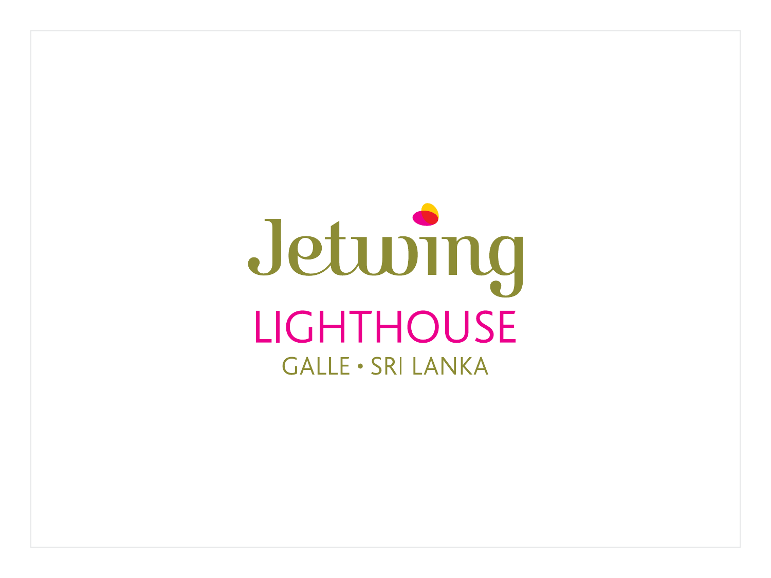# Jetwing

## LIGHTHOUSE

GALLE • SRI LANKA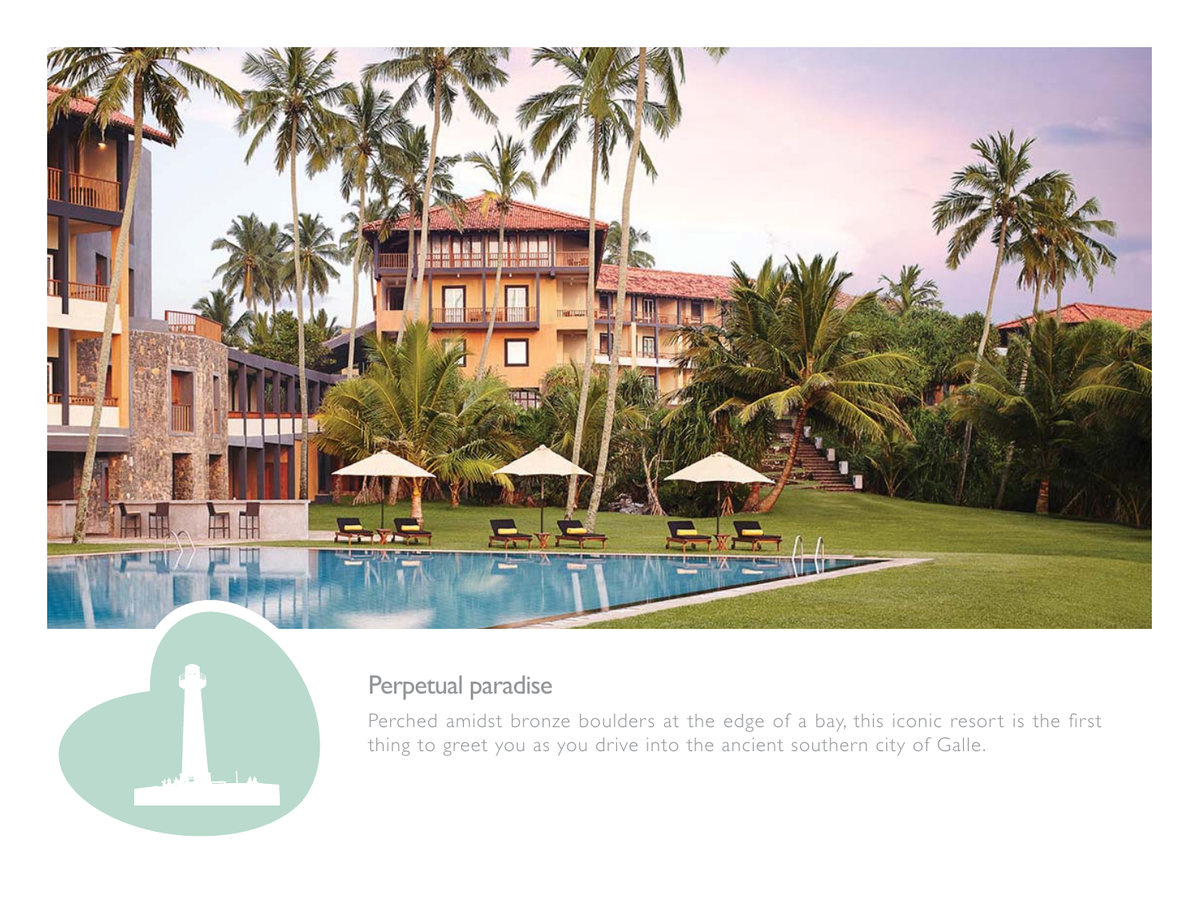## Perpetual paradise

Perched amidst bronze boulders at the edge of a bay, this iconic resort is the first thing to greet you as you drive into the ancient southern city of Galle.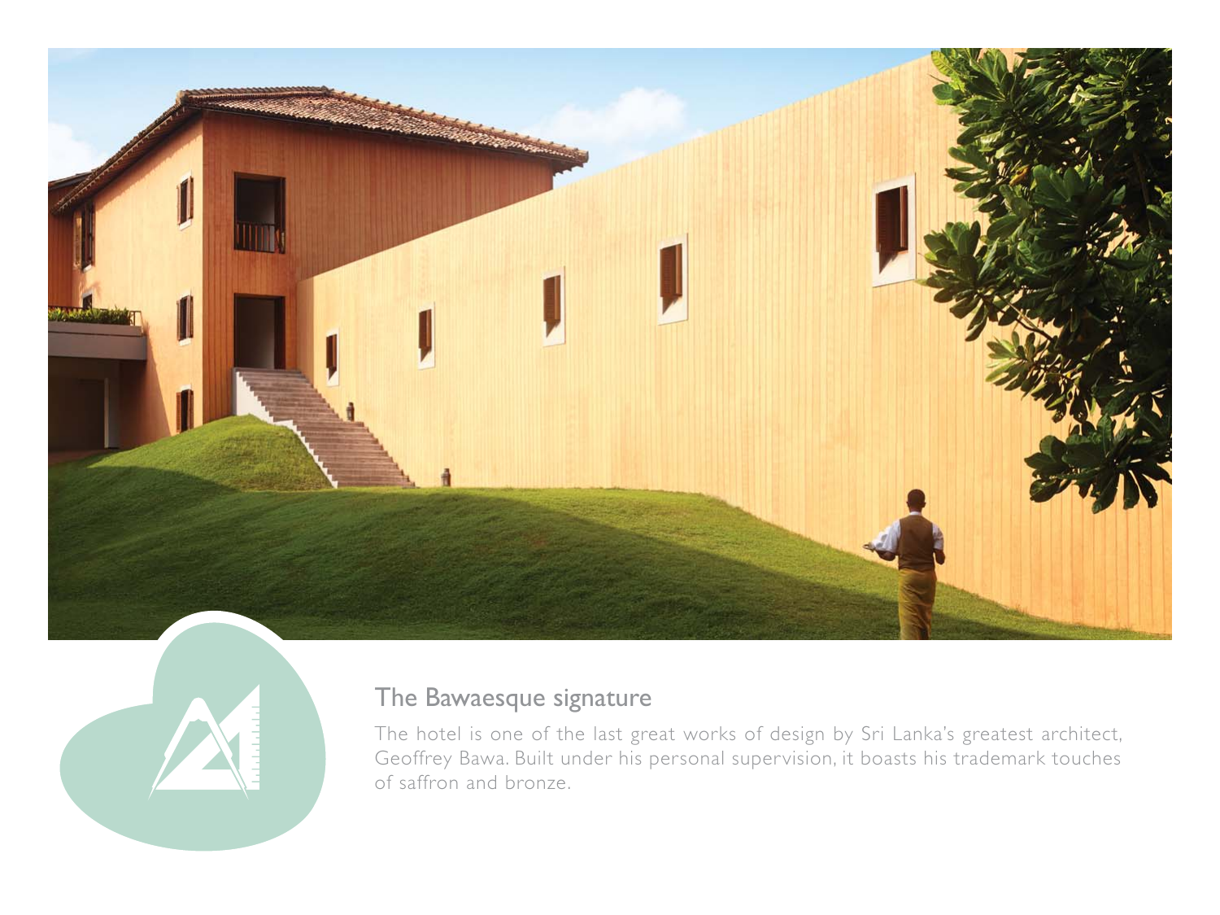## The Bawaesque signature

The hotel is one of the last great works of design by Sri Lanka's greatest architect, Geoffrey Bawa. Built under his personal supervision, it boasts his trademark touches of saffron and bronze.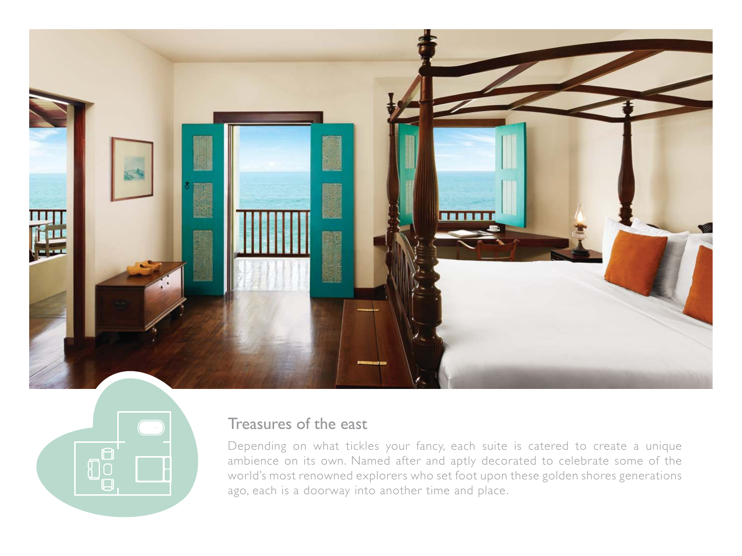## Treasures of the east

Depending on what tickles your fancy, each suite is catered to create a unique ambience on its own. Named after and aptly decorated to celebrate some of the world's most renowned explorers who set foot upon these golden shores generations ago, each is a doorway into another time and place.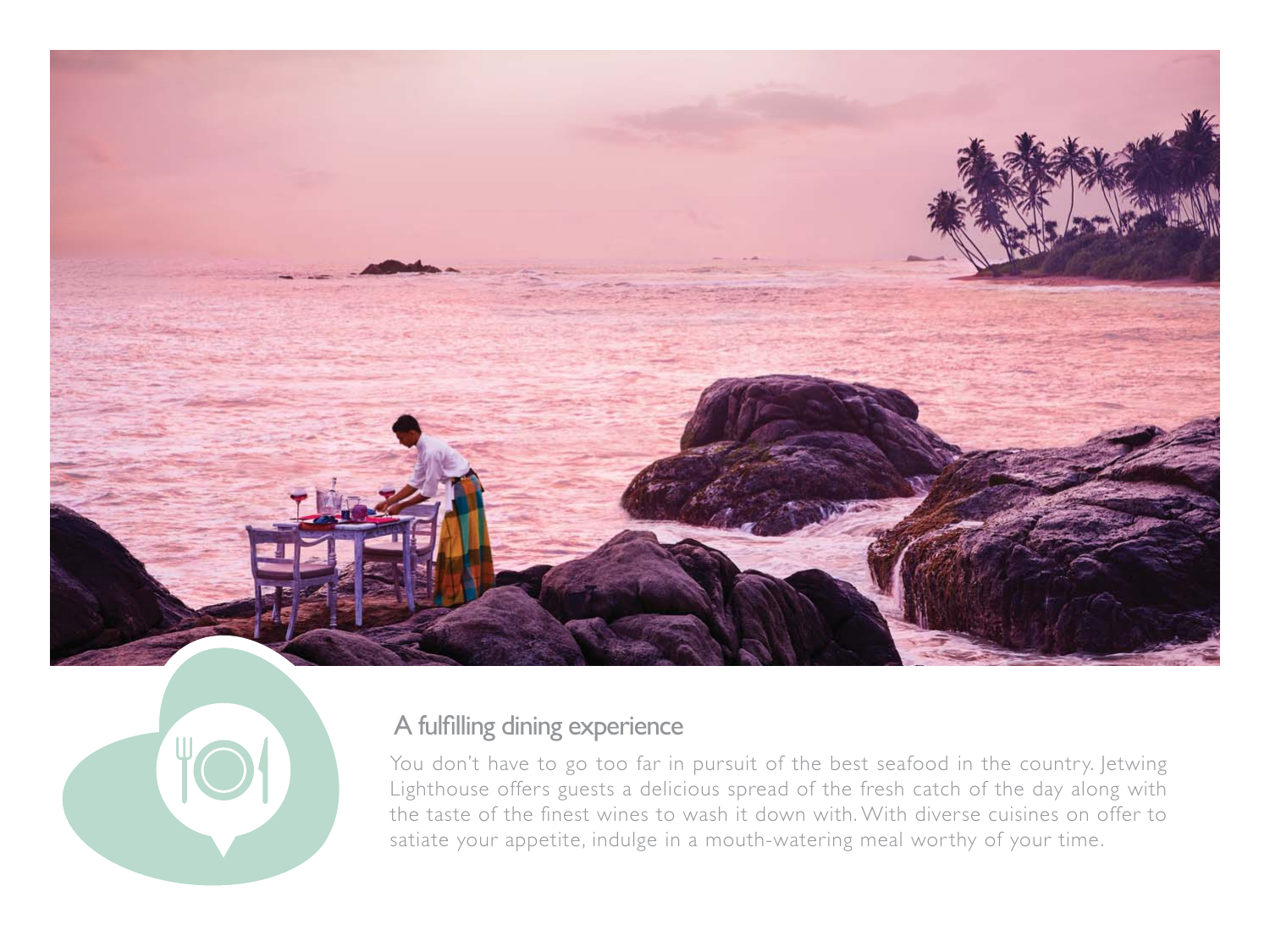## A fulfilling dining experience

You don't have to go too far in pursuit of the best seafood in the country. Jetwing Lighthouse offers guests a delicious spread of the fresh catch of the day along with the taste of the finest wines to wash it down with. With diverse cuisines on offer to satiate your appetite, indulge in a mouth-watering meal worthy of your time.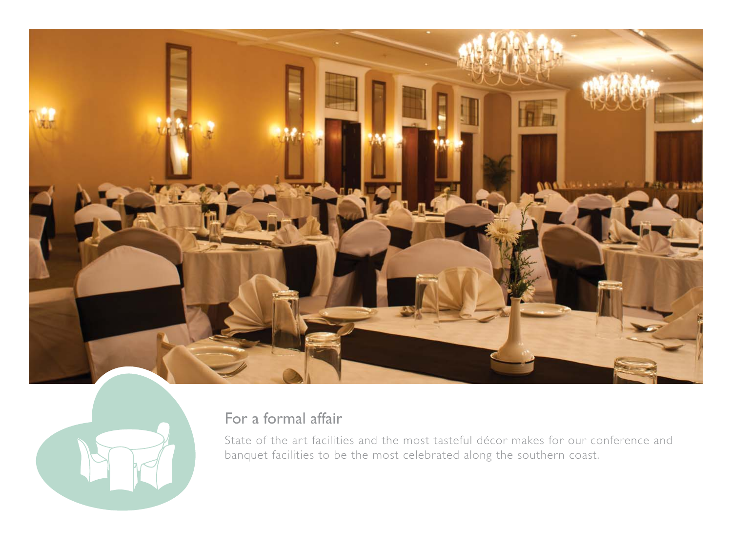## For a formal affair

State of the art facilities and the most tasteful décor makes for our conference and banquet facilities to be the most celebrated along the southern coast.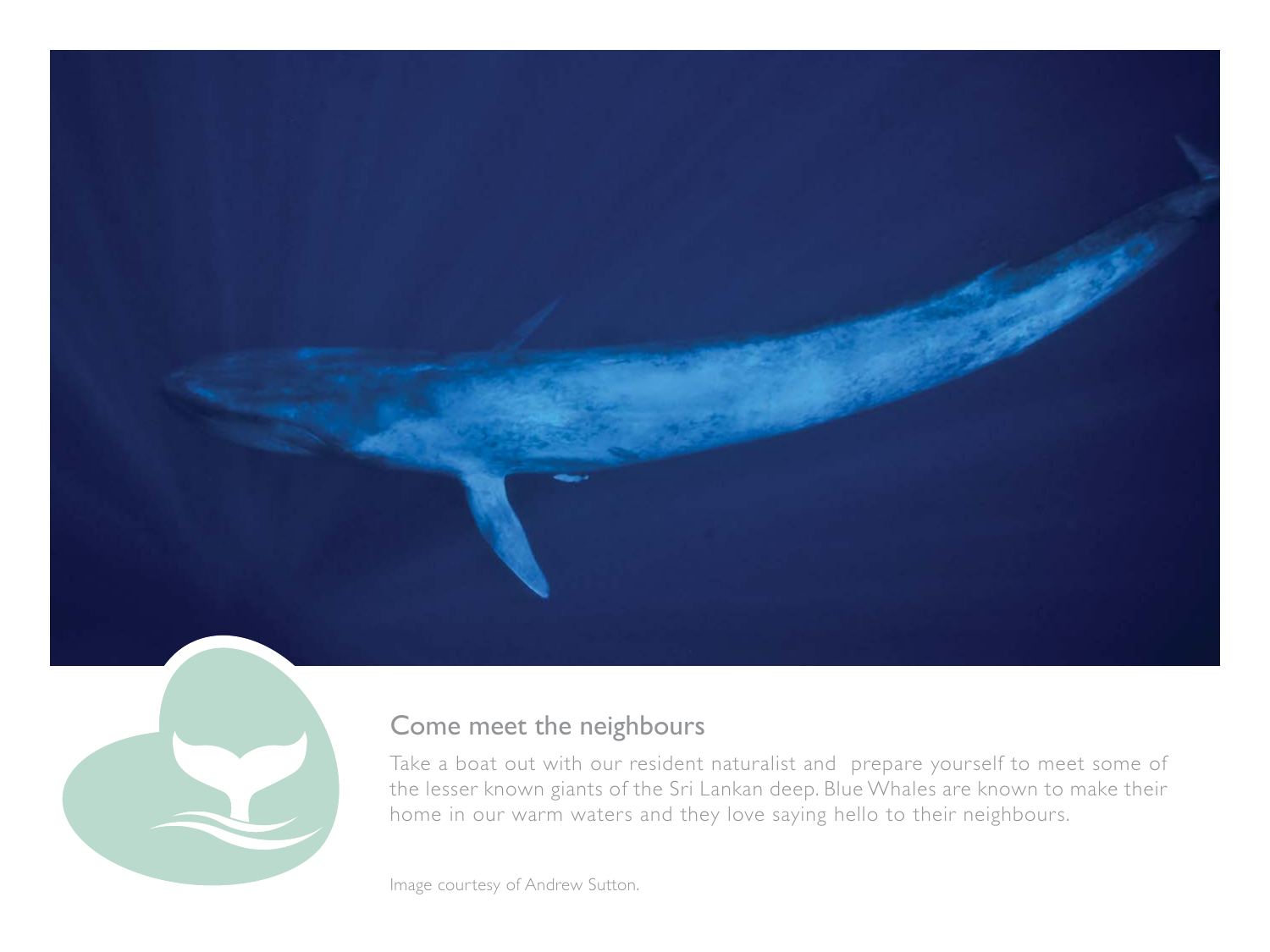## Come meet the neighbours

Take a boat out with our resident naturalist and prepare yourself to meet some of the lesser known giants of the Sri Lankan deep. Blue Whales are known to make their home in our warm waters and they love saying hello to their neighbours.

Image courtesy of Andrew Sutton.